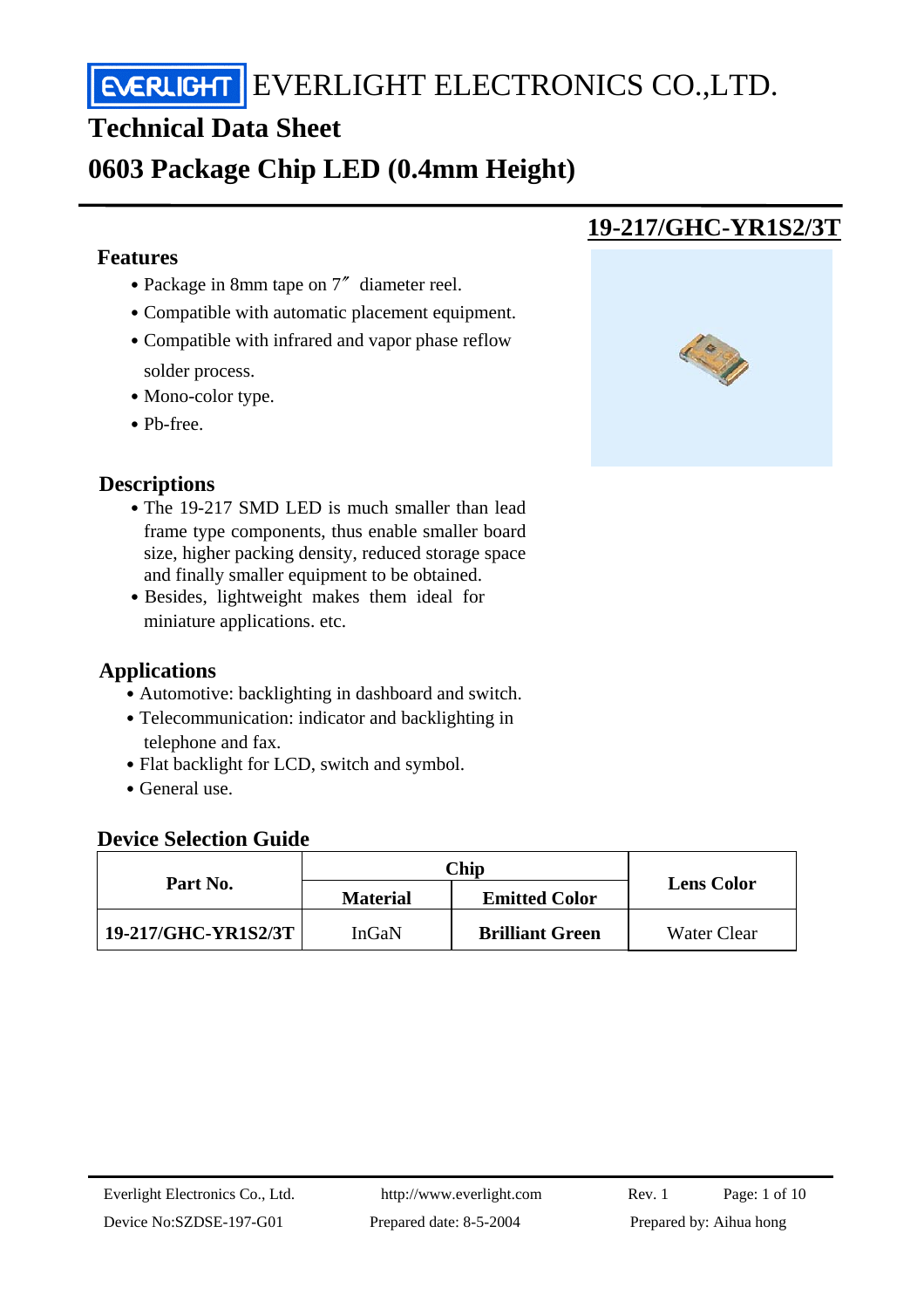EVERLIGHT ELECTRONICS CO.,LTD.

# Technical Data Sheet

# 0603 Package Chip LED (0.4mm Height)

## 19-217/GHC-YR1S2/3T

### Features

- Package in 8mm tape on 7″ diameter reel.
- Compatible with automatic placement equipment.
- Compatible with infrared and vapor phase reflow solder process.
- Mono-color type.
- Pb-free.

### Descriptions

- The 19-217 SMD LED is much smaller than lead frame type components, thus enable smaller board size, higher packing density, reduced storage space and finally smaller equipment to be obtained.
- Besides, lightweight makes them ideal for miniature applications. etc.

### Applications

- Automotive: backlighting in dashboard and switch.
- Telecommunication: indicator and backlighting in telephone and fax.
- Flat backlight for LCD, switch and symbol.
- General use.

### Device Selection Guide

| Part No. | Chip | | Lens Color |
|---|---|---|---|
| | Material | Emitted Color | |
| **19-217/GHC-YR1S2/3T** | InGaN | **Brilliant Green** | Water Clear |

Everlight Electronics Co., Ltd. http://www.everlight.com Rev. 1

Device No:SZDSE-197-G01 Prepared date: 8-5-2004 Prepared by: Aihua hong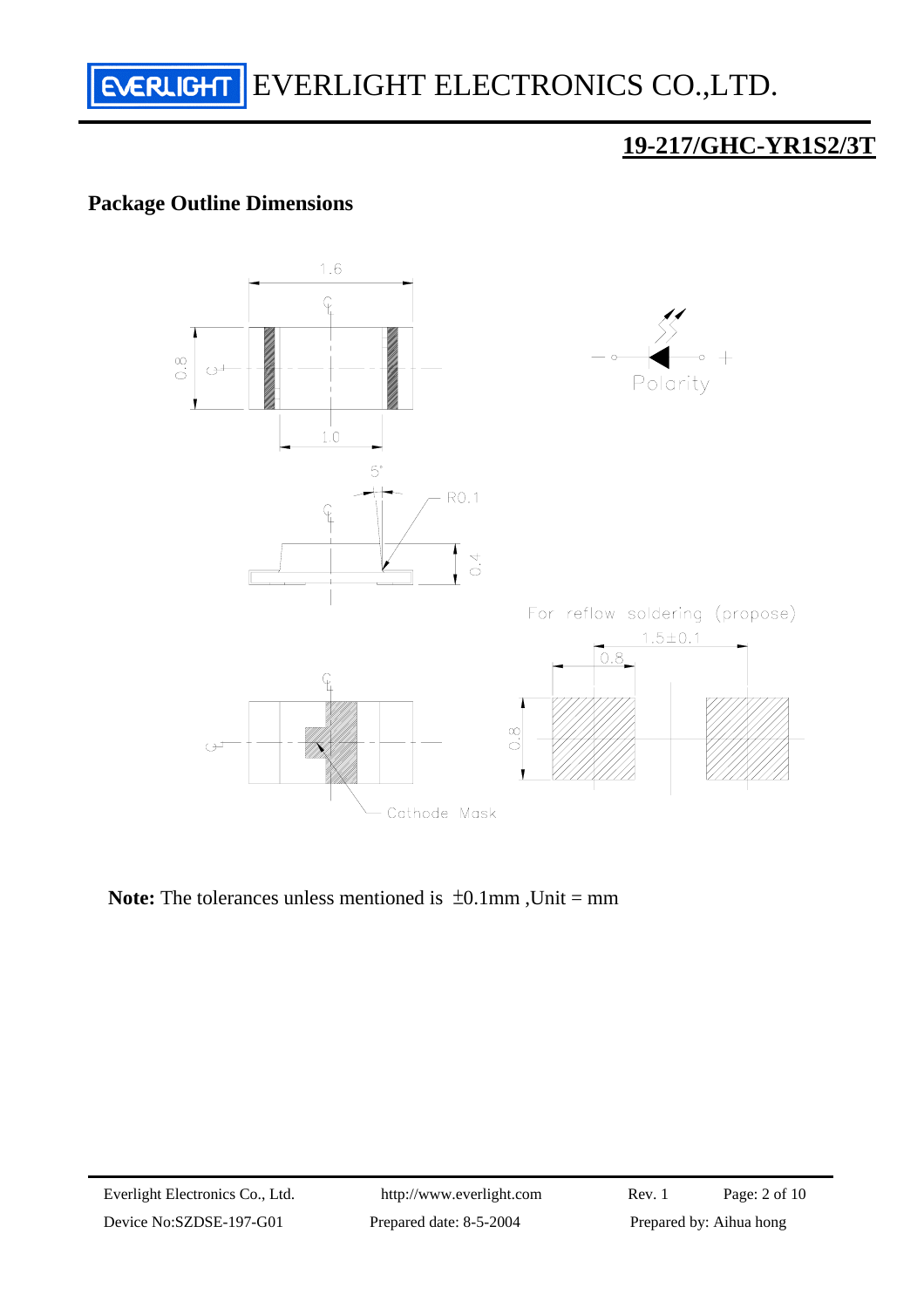## 19-217/GHC-YR1S2/3T

### Package Outline Dimensions

1.6

0.8

1.0

Polarity

5°

R0.1

0.4

For reflow soldering (propose)

1.5±0.1

0.8

0.8

Cathode Mask

**Note:** The tolerances unless mentioned is ±0.1mm ,Unit = mm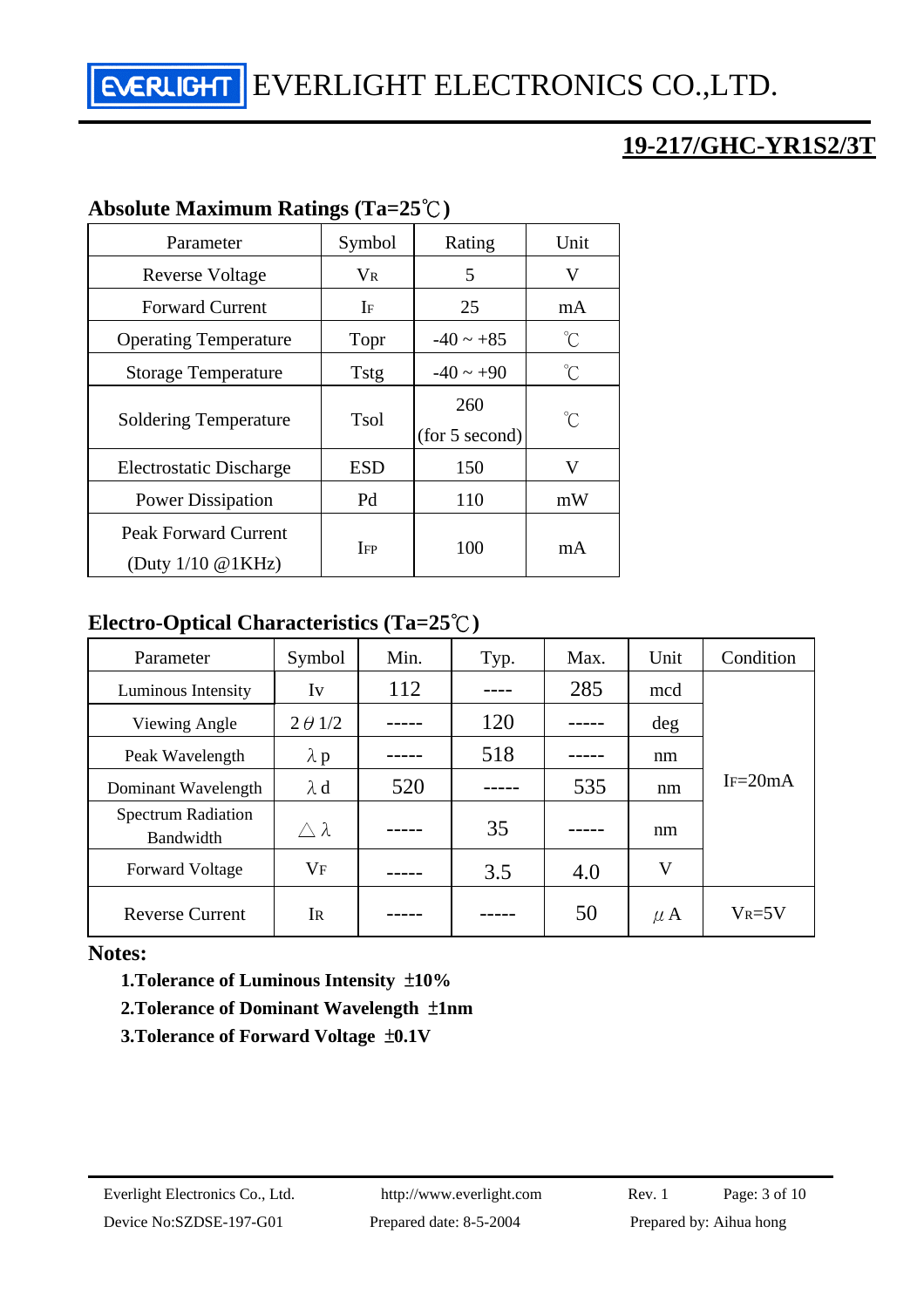# 19-217/GHC-YR1S2/3T

## Absolute Maximum Ratings (Ta=25℃)

| Parameter | Symbol | Rating | Unit |
|---|---|---|---|
| Reverse Voltage | $V_R$ | 5 | V |
| Forward Current | $I_F$ | 25 | mA |
| Operating Temperature | Topr | -40 ~ +85 | ℃ |
| Storage Temperature | Tstg | -40 ~ +90 | ℃ |
| Soldering Temperature | Tsol | 260 (for 5 second) | ℃ |
| Electrostatic Discharge | ESD | 150 | V |
| Power Dissipation | Pd | 110 | mW |
| Peak Forward Current (Duty 1/10 @1KHz) | $I_{FP}$ | 100 | mA |

## Electro-Optical Characteristics (Ta=25℃)

| Parameter | Symbol | Min. | Typ. | Max. | Unit | Condition |
|---|---|---|---|---|---|---|
| Luminous Intensity | Iv | 112 | ---- | 285 | mcd | $I_F$=20mA |
| Viewing Angle | $2\theta 1/2$ | ----- | 120 | ----- | deg | |
| Peak Wavelength | $\lambda p$ | ----- | 518 | ----- | nm | |
| Dominant Wavelength | $\lambda d$ | 520 | ----- | 535 | nm | |
| Spectrum Radiation Bandwidth | $\triangle\lambda$ | ----- | 35 | ----- | nm | |
| Forward Voltage | $V_F$ | ----- | 3.5 | 4.0 | V | |
| Reverse Current | $I_R$ | ----- | ----- | 50 | $\mu$A | $V_R$=5V |

**Notes:**

**1.Tolerance of Luminous Intensity ±10%**

**2.Tolerance of Dominant Wavelength ±1nm**

**3.Tolerance of Forward Voltage ±0.1V**

Everlight Electronics Co., Ltd. http://www.everlight.com Rev. 1

Device No:SZDSE-197-G01 Prepared date: 8-5-2004 Prepared by: Aihua hong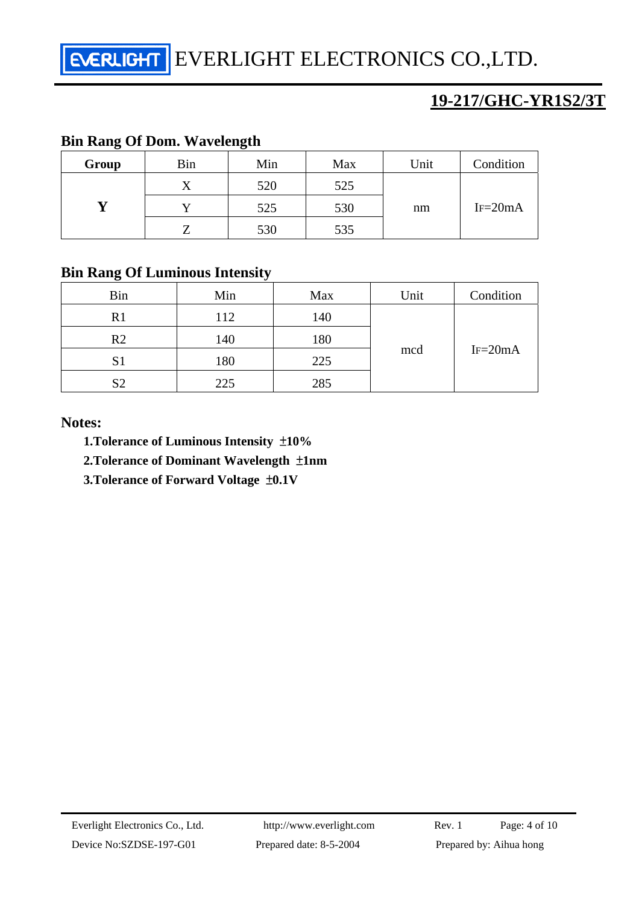## 19-217/GHC-YR1S2/3T

### Bin Rang Of Dom. Wavelength

| Group | Bin | Min | Max | Unit | Condition |
|---|---|---|---|---|---|
| **Y** | X | 520 | 525 | nm | $I_F$=20mA |
| | Y | 525 | 530 | | |
| | Z | 530 | 535 | | |

### Bin Rang Of Luminous Intensity

| Bin | Min | Max | Unit | Condition |
|---|---|---|---|---|
| R1 | 112 | 140 | mcd | $I_F$=20mA |
| R2 | 140 | 180 | | |
| S1 | 180 | 225 | | |
| S2 | 225 | 285 | | |

### Notes:

**1.Tolerance of Luminous Intensity ±10%**

**2.Tolerance of Dominant Wavelength ±1nm**

**3.Tolerance of Forward Voltage ±0.1V**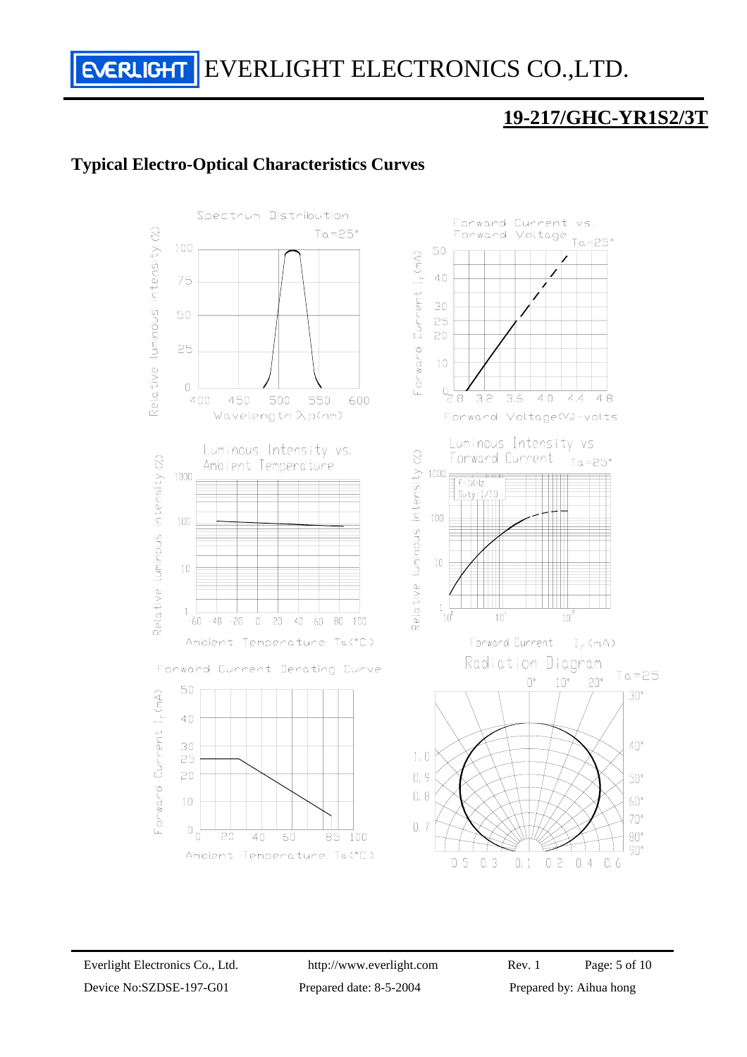## 19-217/GHC-YR1S2/3T

### Typical Electro-Optical Characteristics Curves

Spectrum Distribution

Ta=25°

Relative luminous intensity (%)

Wavelength λp(nm)

Forward Current vs. Forward Voltage

Ta=25°

Forward Current $I_F$(mA)

Forward Voltage($V_F$)-volts

Luminous Intensity vs. Ambient Temperature

Relative luminous intensity (%)

Ambient Temperature Ta(°C)

Luminous Intensity vs Forward Current

Ta=25°

f=1KHz
Duty=1/10

Relative luminous intensity (%)

Forward Current $I_F$(mA)

Forward Current Derating Curve

Forward Current $I_F$(mA)

Ambient Temperature Ta(°C)

Radiation Diagram

Ta=25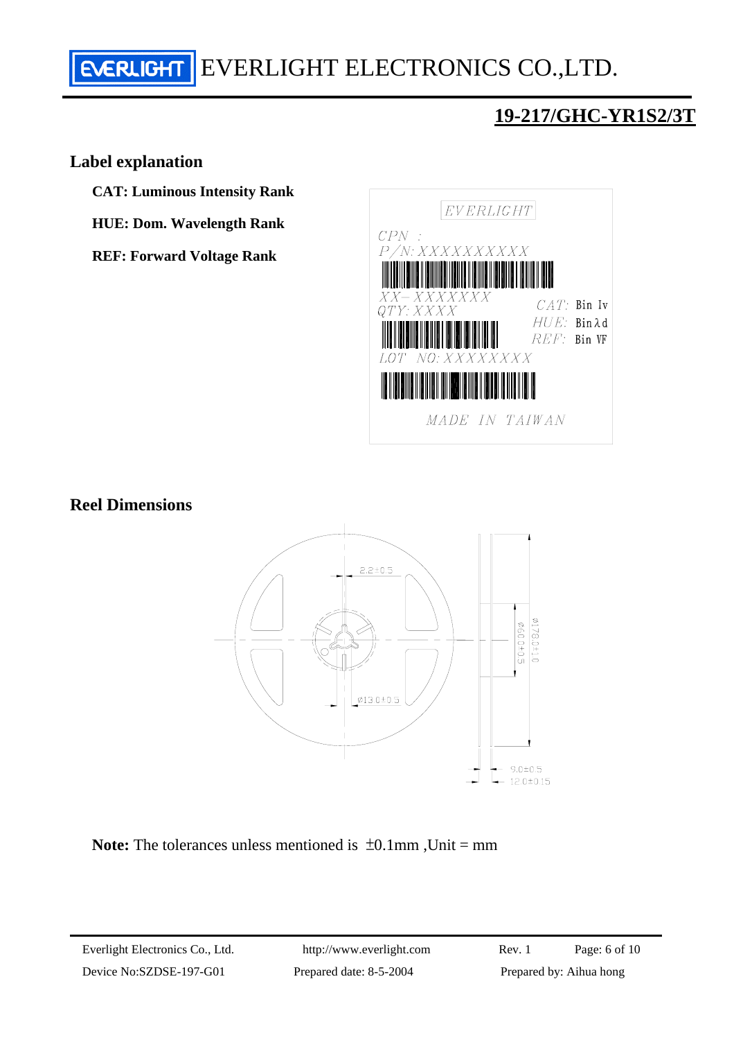## 19-217/GHC-YR1S2/3T

### Label explanation

**CAT: Luminous Intensity Rank**

**HUE: Dom. Wavelength Rank**

**REF: Forward Voltage Rank**

### Reel Dimensions

**Note:** The tolerances unless mentioned is ±0.1mm ,Unit = mm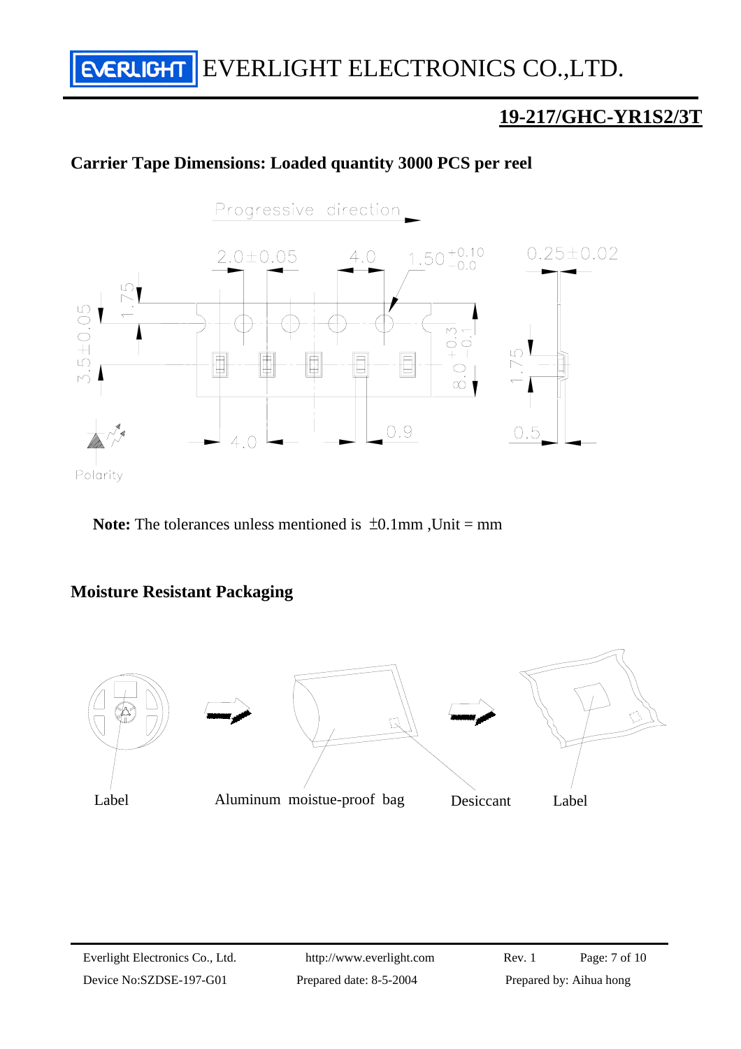## 19-217/GHC-YR1S2/3T

### Carrier Tape Dimensions: Loaded quantity 3000 PCS per reel

Progressive direction

2.0±0.05 4.0 $1.50^{+0.10}_{-0.0}$ 0.25±0.02

1.75

3.5±0.05

$8.0^{+0.3}_{-0.1}$

1.75

4.0 0.9 0.5

Polarity

**Note:** The tolerances unless mentioned is ±0.1mm ,Unit = mm

### Moisture Resistant Packaging

Label Aluminum moistue-proof bag Desiccant Label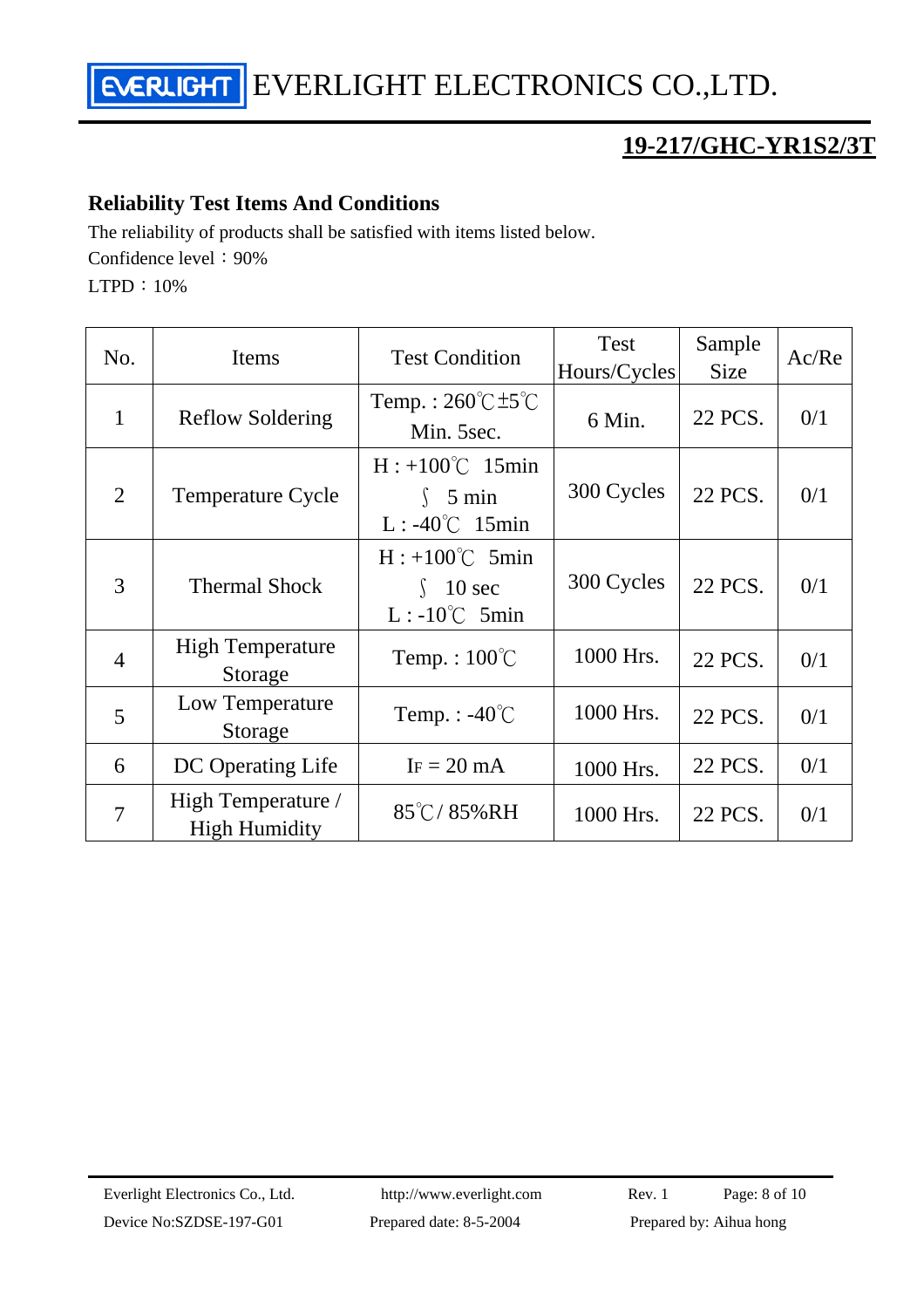## 19-217/GHC-YR1S2/3T

### Reliability Test Items And Conditions

The reliability of products shall be satisfied with items listed below.

Confidence level：90%

LTPD：10%

| No. | Items | Test Condition | Test Hours/Cycles | Sample Size | Ac/Re |
|---|---|---|---|---|---|
| 1 | Reflow Soldering | Temp. : 260℃±5℃ Min. 5sec. | 6 Min. | 22 PCS. | 0/1 |
| 2 | Temperature Cycle | H : +100℃ 15min ∫ 5 min L : -40℃ 15min | 300 Cycles | 22 PCS. | 0/1 |
| 3 | Thermal Shock | H : +100℃ 5min ∫ 10 sec L : -10℃ 5min | 300 Cycles | 22 PCS. | 0/1 |
| 4 | High Temperature Storage | Temp. : 100℃ | 1000 Hrs. | 22 PCS. | 0/1 |
| 5 | Low Temperature Storage | Temp. : -40℃ | 1000 Hrs. | 22 PCS. | 0/1 |
| 6 | DC Operating Life | $I_F$ = 20 mA | 1000 Hrs. | 22 PCS. | 0/1 |
| 7 | High Temperature / High Humidity | 85℃/ 85%RH | 1000 Hrs. | 22 PCS. | 0/1 |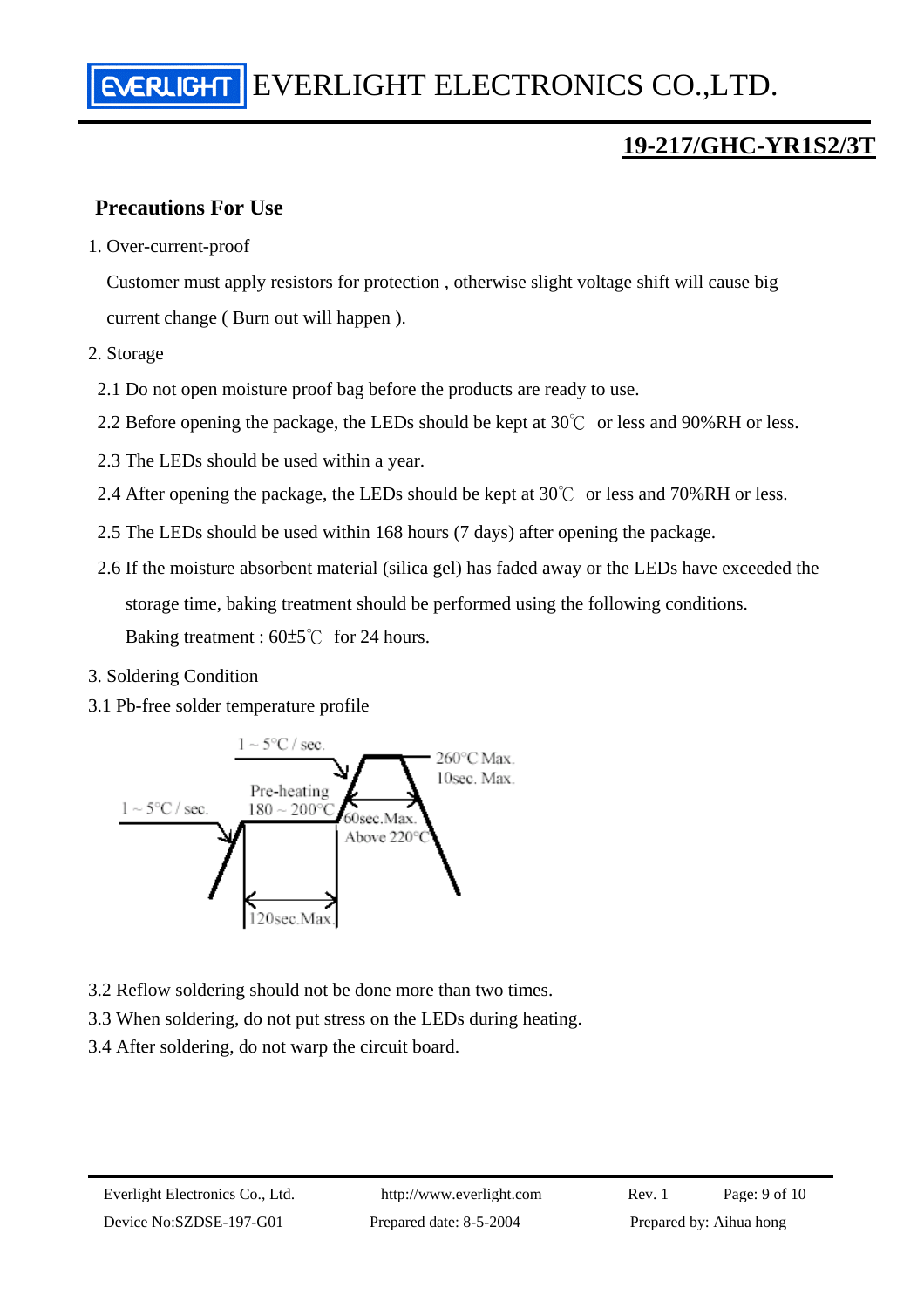# Precautions For Use

1. Over-current-proof

   Customer must apply resistors for protection , otherwise slight voltage shift will cause big current change ( Burn out will happen ).

2. Storage

   2.1 Do not open moisture proof bag before the products are ready to use.

   2.2 Before opening the package, the LEDs should be kept at 30℃ or less and 90%RH or less.

   2.3 The LEDs should be used within a year.

   2.4 After opening the package, the LEDs should be kept at 30℃ or less and 70%RH or less.

   2.5 The LEDs should be used within 168 hours (7 days) after opening the package.

   2.6 If the moisture absorbent material (silica gel) has faded away or the LEDs have exceeded the storage time, baking treatment should be performed using the following conditions.

   Baking treatment : 60±5℃ for 24 hours.

3. Soldering Condition

3.1 Pb-free solder temperature profile

1 ~ 5°C / sec.

Pre-heating 180 ~ 200°C

1 ~ 5°C / sec.

260°C Max. 10sec. Max.

60sec.Max. Above 220°C

120sec.Max.

3.2 Reflow soldering should not be done more than two times.

3.3 When soldering, do not put stress on the LEDs during heating.

3.4 After soldering, do not warp the circuit board.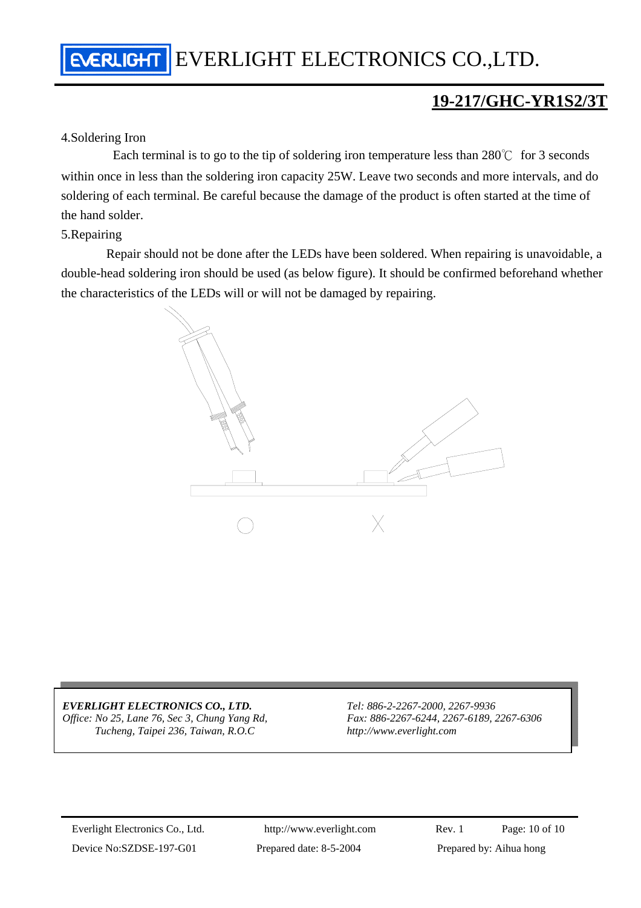# EVERLIGHT ELECTRONICS CO.,LTD.

## 19-217/GHC-YR1S2/3T

4.Soldering Iron

Each terminal is to go to the tip of soldering iron temperature less than 280℃ for 3 seconds within once in less than the soldering iron capacity 25W. Leave two seconds and more intervals, and do soldering of each terminal. Be careful because the damage of the product is often started at the time of the hand solder.

5.Repairing

Repair should not be done after the LEDs have been soldered. When repairing is unavoidable, a double-head soldering iron should be used (as below figure). It should be confirmed beforehand whether the characteristics of the LEDs will or will not be damaged by repairing.

***EVERLIGHT ELECTRONICS CO., LTD.***
*Office: No 25, Lane 76, Sec 3, Chung Yang Rd,*
*Tucheng, Taipei 236, Taiwan, R.O.C*

*Tel: 886-2-2267-2000, 2267-9936*
*Fax: 886-2-2267-6244, 2267-6189, 2267-6306*
*http://www.everlight.com*